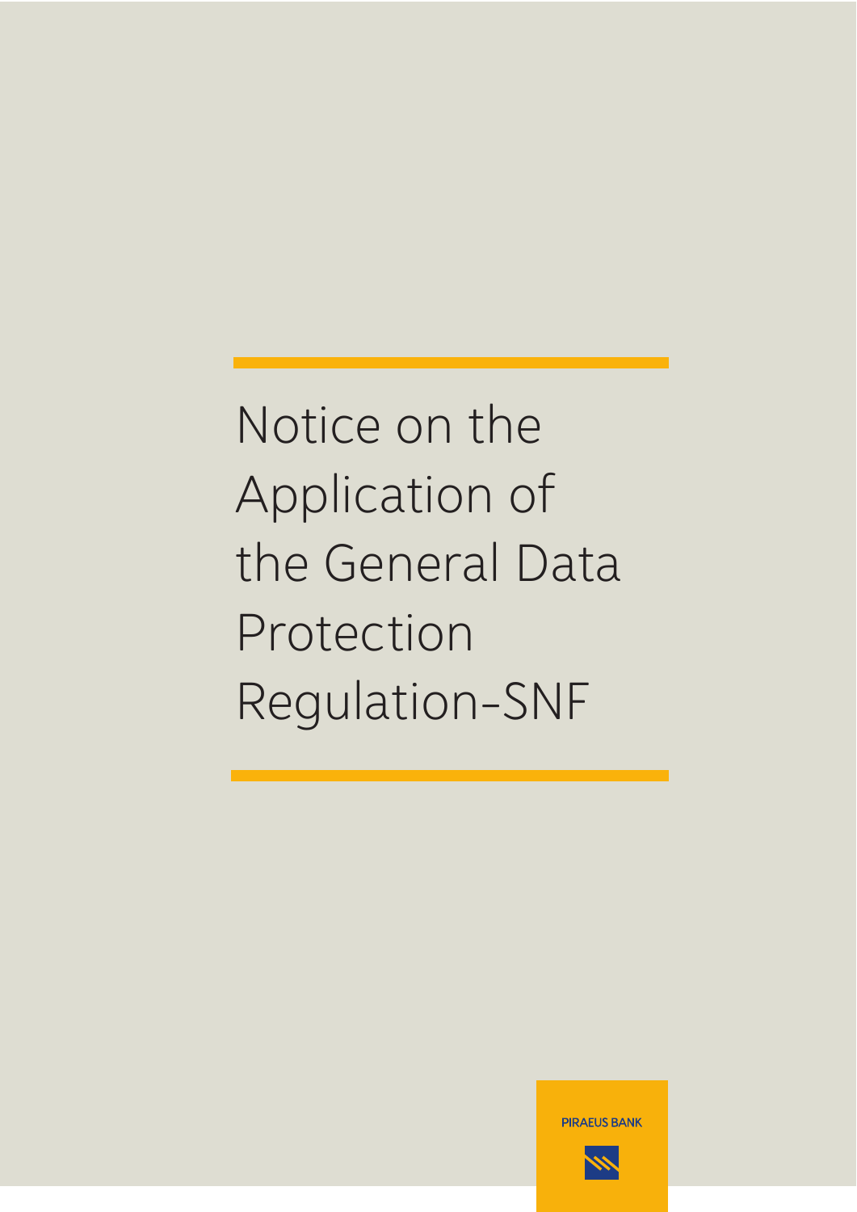# Notice on the Application of the General Data Protection Regulation-SNF

PIRAEUS BANK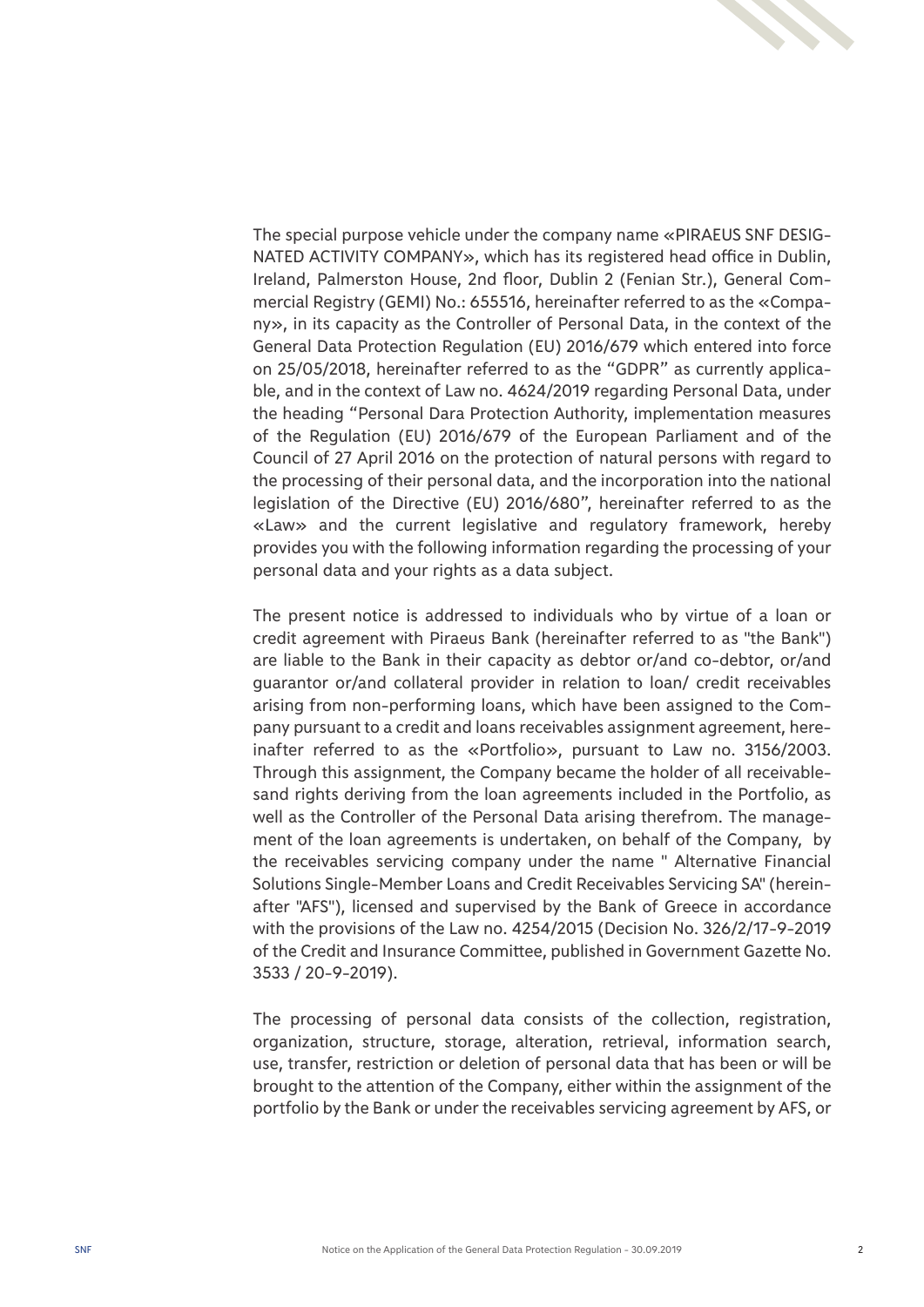The special purpose vehicle under the company name «PIRAEUS SNF DESIGNATED ACTIVITY COMPANY», which has its registered head office in Dublin, Ireland, Palmerston House, 2nd floor, Dublin 2 (Fenian Str.), General Commercial Registry (GEMI) No.: 655516, hereinafter referred to as the «Company», in its capacity as the Controller of Personal Data, in the context of the General Data Protection Regulation (EU) 2016/679 which entered into force on 25/05/2018, hereinafter referred to as the "GDPR" as currently applicable, and in the context of Law no. 4624/2019 regarding Personal Data, under the heading "Personal Dara Protection Authority, implementation measures of the Regulation (EU) 2016/679 of the European Parliament and of the Council of 27 April 2016 on the protection of natural persons with regard to the processing of their personal data, and the incorporation into the national legislation of the Directive (EU) 2016/680", hereinafter referred to as the «Law» and the current legislative and regulatory framework, hereby provides you with the following information regarding the processing of your personal data and your rights as a data subject.

The present notice is addressed to individuals who by virtue of a loan or credit agreement with Piraeus Bank (hereinafter referred to as "the Bank") are liable to the Bank in their capacity as debtor or/and co-debtor, or/and guarantor or/and collateral provider in relation to loan/ credit receivables arising from non-performing loans, which have been assigned to the Company pursuant to a credit and loans receivables assignment agreement, hereinafter referred to as the «Portfolio», pursuant to Law no. 3156/2003. Through this assignment, the Company became the holder of all receivablesand rights deriving from the loan agreements included in the Portfolio, as well as the Controller of the Personal Data arising therefrom. The management of the loan agreements is undertaken, on behalf of the Company, by the receivables servicing company under the name " Alternative Financial Solutions Single-Member Loans and Credit Receivables Servicing SA" (hereinafter "AFS"), licensed and supervised by the Bank of Greece in accordance with the provisions of the Law no. 4254/2015 (Decision No. 326/2/17-9-2019 of the Credit and Insurance Committee, published in Government Gazette No. 3533 / 20-9-2019).

The processing of personal data consists of the collection, registration, organization, structure, storage, alteration, retrieval, information search, use, transfer, restriction or deletion of personal data that has been or will be brought to the attention of the Company, either within the assignment of the portfolio by the Bank or under the receivables servicing agreement by AFS, or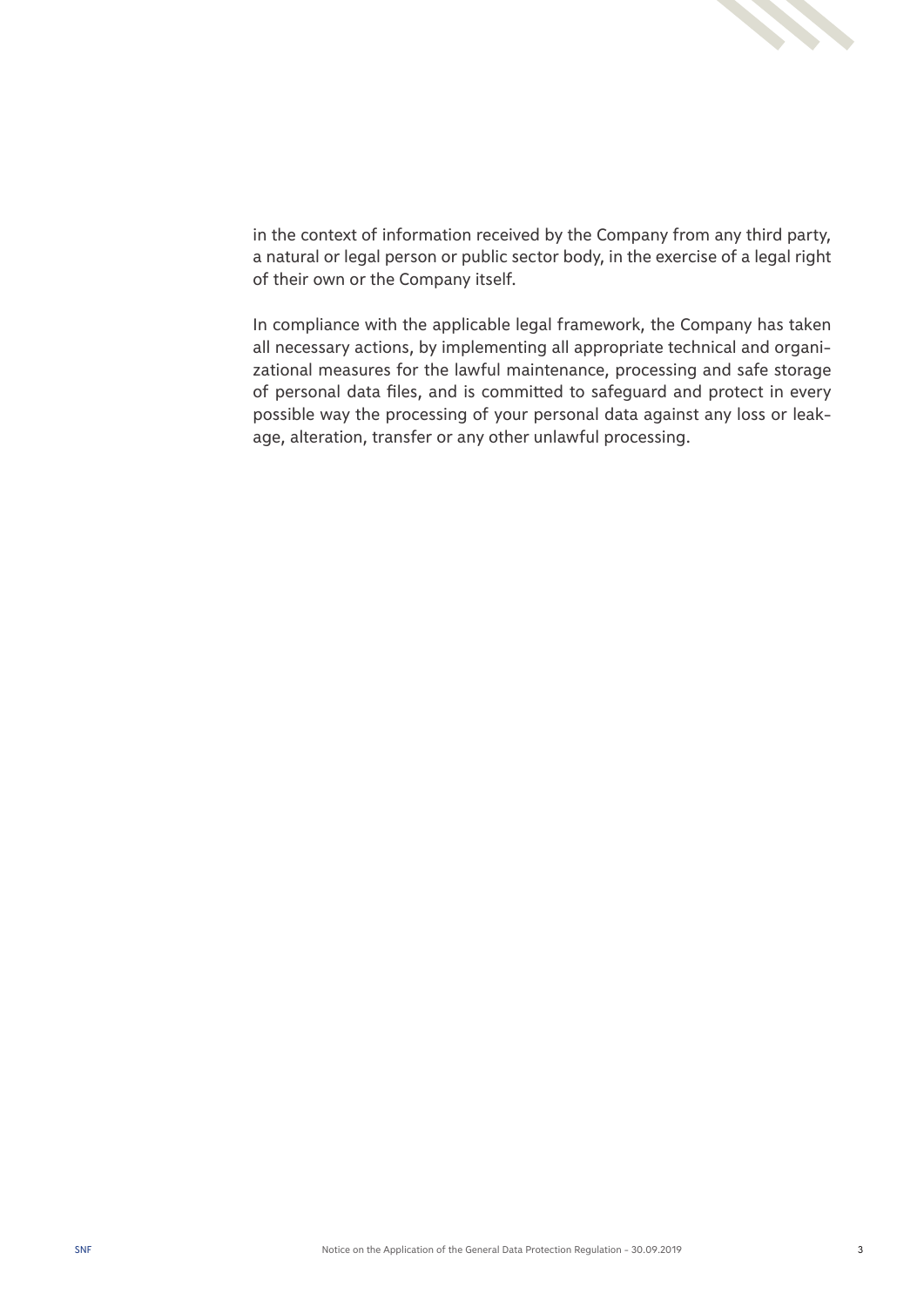in the context of information received by the Company from any third party, a natural or legal person or public sector body, in the exercise of a legal right of their own or the Company itself.

In compliance with the applicable legal framework, the Company has taken all necessary actions, by implementing all appropriate technical and organizational measures for the lawful maintenance, processing and safe storage of personal data files, and is committed to safeguard and protect in every possible way the processing of your personal data against any loss or leakage, alteration, transfer or any other unlawful processing.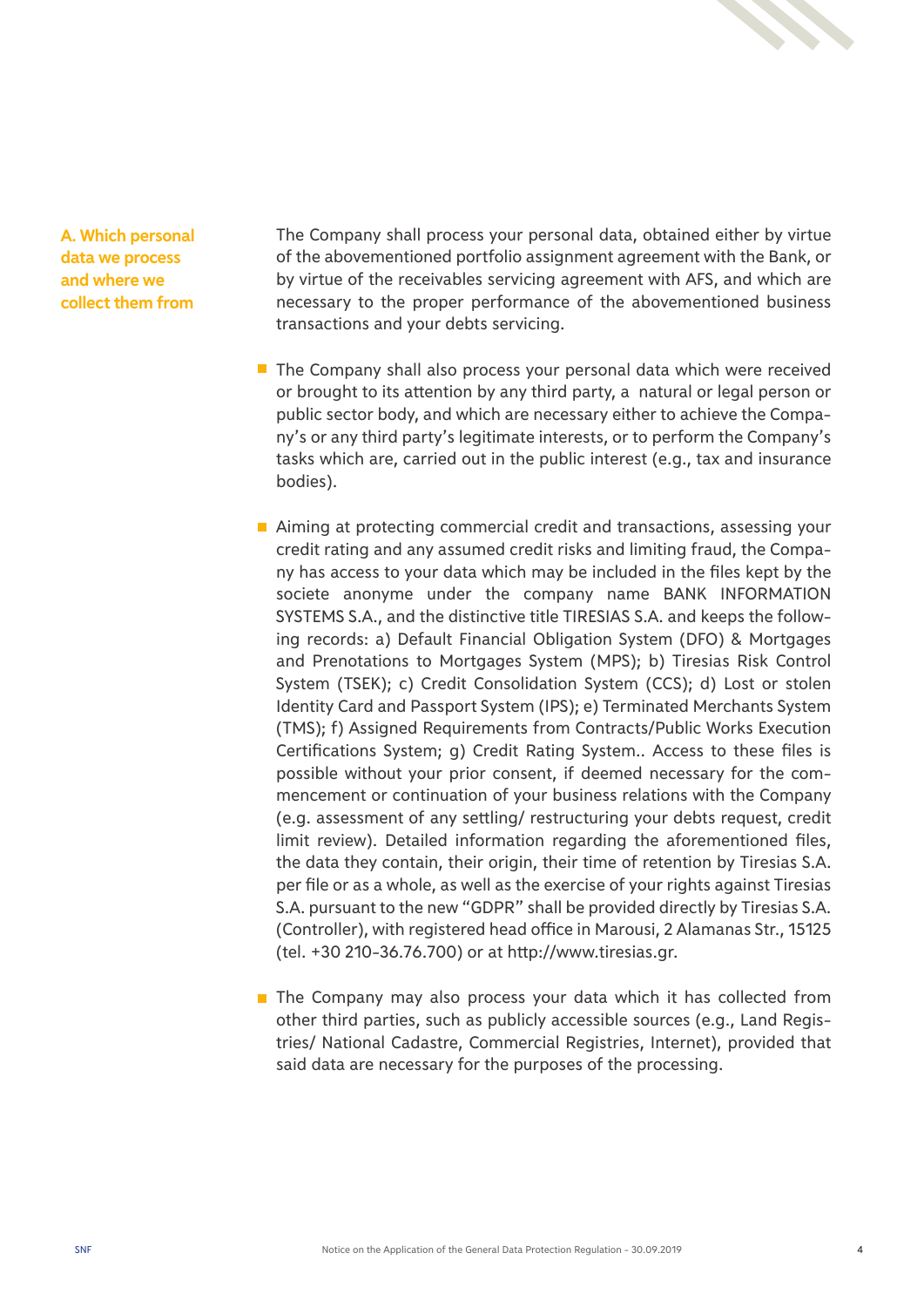## A. Which personal data we process and where we collect them from

The Company shall process your personal data, obtained either by virtue of the abovementioned portfolio assignment agreement with the Bank, or by virtue of the receivables servicing agreement with AFS, and which are necessary to the proper performance of the abovementioned business transactions and your debts servicing.

- The Company shall also process your personal data which were received or brought to its attention by any third party, a natural or legal person or public sector body, and which are necessary either to achieve the Company's or any third party's legitimate interests, or to perform the Company's tasks which are, carried out in the public interest (e.g., tax and insurance bodies).

- Aiming at protecting commercial credit and transactions, assessing your credit rating and any assumed credit risks and limiting fraud, the Company has access to your data which may be included in the files kept by the societe anonyme under the company name BANK INFORMATION SYSTEMS S.A., and the distinctive title TIRESIAS S.A. and keeps the following records: a) Default Financial Obligation System (DFO) & Mortgages and Prenotations to Mortgages System (MPS); b) Tiresias Risk Control System (TSEK); c) Credit Consolidation System (CCS); d) Lost or stolen Identity Card and Passport System (IPS); e) Terminated Merchants System (TMS); f) Assigned Requirements from Contracts/Public Works Execution Certifications System; g) Credit Rating System.. Access to these files is possible without your prior consent, if deemed necessary for the commencement or continuation of your business relations with the Company (e.g. assessment of any settling/ restructuring your debts request, credit limit review). Detailed information regarding the aforementioned files, the data they contain, their origin, their time of retention by Tiresias S.A. per file or as a whole, as well as the exercise of your rights against Tiresias S.A. pursuant to the new "GDPR" shall be provided directly by Tiresias S.A. (Controller), with registered head office in Marousi, 2 Alamanas Str., 15125 (tel. +30 210-36.76.700) or at http://www.tiresias.gr.

- The Company may also process your data which it has collected from other third parties, such as publicly accessible sources (e.g., Land Registries/ National Cadastre, Commercial Registries, Internet), provided that said data are necessary for the purposes of the processing.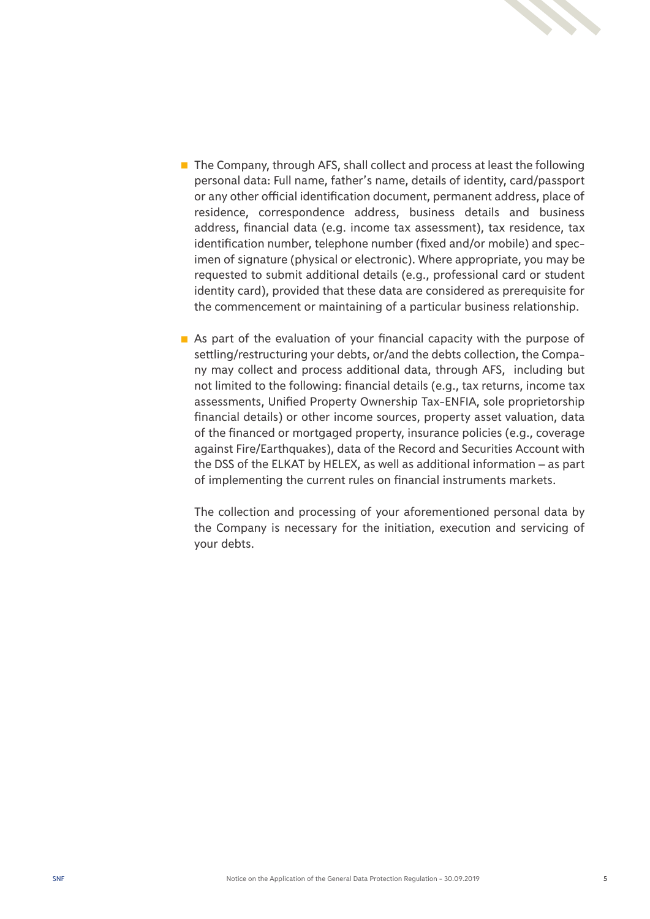- The Company, through AFS, shall collect and process at least the following personal data: Full name, father's name, details of identity, card/passport or any other official identification document, permanent address, place of residence, correspondence address, business details and business address, financial data (e.g. income tax assessment), tax residence, tax identification number, telephone number (fixed and/or mobile) and specimen of signature (physical or electronic). Where appropriate, you may be requested to submit additional details (e.g., professional card or student identity card), provided that these data are considered as prerequisite for the commencement or maintaining of a particular business relationship.

- As part of the evaluation of your financial capacity with the purpose of settling/restructuring your debts, or/and the debts collection, the Company may collect and process additional data, through AFS, including but not limited to the following: financial details (e.g., tax returns, income tax assessments, Unified Property Ownership Tax-ENFIA, sole proprietorship financial details) or other income sources, property asset valuation, data of the financed or mortgaged property, insurance policies (e.g., coverage against Fire/Earthquakes), data of the Record and Securities Account with the DSS of the ELKAT by HELEX, as well as additional information – as part of implementing the current rules on financial instruments markets.

  The collection and processing of your aforementioned personal data by the Company is necessary for the initiation, execution and servicing of your debts.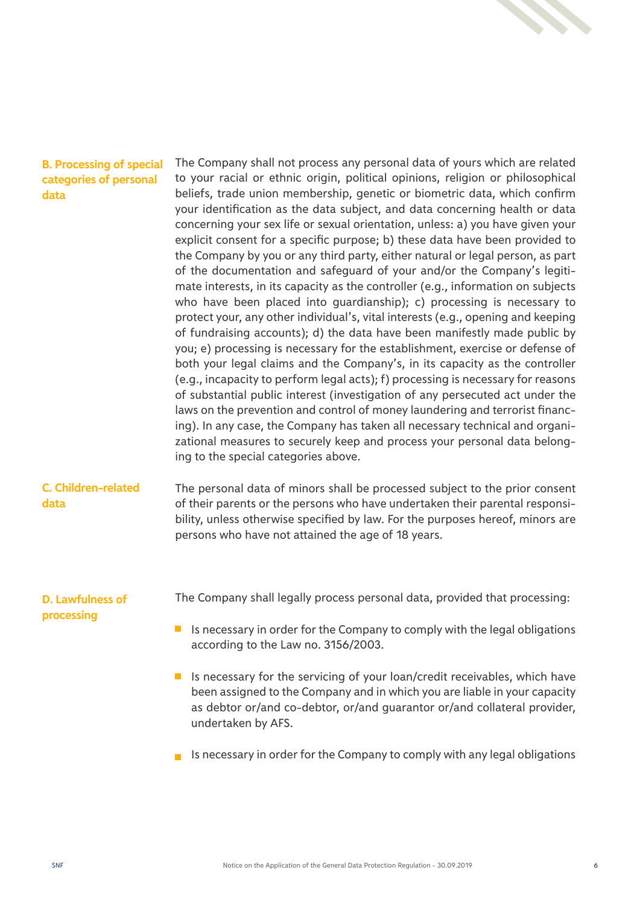### B. Processing of special categories of personal data

The Company shall not process any personal data of yours which are related to your racial or ethnic origin, political opinions, religion or philosophical beliefs, trade union membership, genetic or biometric data, which confirm your identification as the data subject, and data concerning health or data concerning your sex life or sexual orientation, unless: a) you have given your explicit consent for a specific purpose; b) these data have been provided to the Company by you or any third party, either natural or legal person, as part of the documentation and safeguard of your and/or the Company's legitimate interests, in its capacity as the controller (e.g., information on subjects who have been placed into guardianship); c) processing is necessary to protect your, any other individual's, vital interests (e.g., opening and keeping of fundraising accounts); d) the data have been manifestly made public by you; e) processing is necessary for the establishment, exercise or defense of both your legal claims and the Company's, in its capacity as the controller (e.g., incapacity to perform legal acts); f) processing is necessary for reasons of substantial public interest (investigation of any persecuted act under the laws on the prevention and control of money laundering and terrorist financing). In any case, the Company has taken all necessary technical and organizational measures to securely keep and process your personal data belonging to the special categories above.

### C. Children-related data

The personal data of minors shall be processed subject to the prior consent of their parents or the persons who have undertaken their parental responsibility, unless otherwise specified by law. For the purposes hereof, minors are persons who have not attained the age of 18 years.

### D. Lawfulness of processing

The Company shall legally process personal data, provided that processing:

- Is necessary in order for the Company to comply with the legal obligations according to the Law no. 3156/2003.
- Is necessary for the servicing of your loan/credit receivables, which have been assigned to the Company and in which you are liable in your capacity as debtor or/and co-debtor, or/and guarantor or/and collateral provider, undertaken by AFS.
- Is necessary in order for the Company to comply with any legal obligations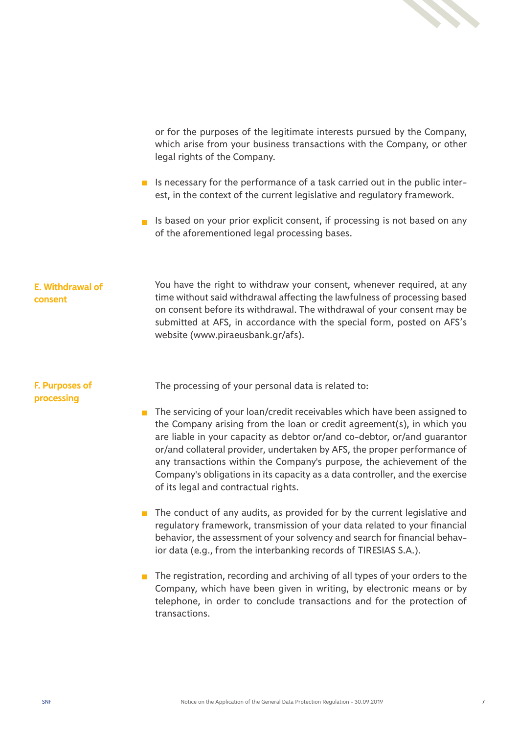or for the purposes of the legitimate interests pursued by the Company, which arise from your business transactions with the Company, or other legal rights of the Company.

- Is necessary for the performance of a task carried out in the public interest, in the context of the current legislative and regulatory framework.
- Is based on your prior explicit consent, if processing is not based on any of the aforementioned legal processing bases.

## E. Withdrawal of consent

You have the right to withdraw your consent, whenever required, at any time without said withdrawal affecting the lawfulness of processing based on consent before its withdrawal. The withdrawal of your consent may be submitted at AFS, in accordance with the special form, posted on AFS's website (www.piraeusbank.gr/afs).

## F. Purposes of processing

The processing of your personal data is related to:

- The servicing of your loan/credit receivables which have been assigned to the Company arising from the loan or credit agreement(s), in which you are liable in your capacity as debtor or/and co-debtor, or/and guarantor or/and collateral provider, undertaken by AFS, the proper performance of any transactions within the Company's purpose, the achievement of the Company's obligations in its capacity as a data controller, and the exercise of its legal and contractual rights.
- The conduct of any audits, as provided for by the current legislative and regulatory framework, transmission of your data related to your financial behavior, the assessment of your solvency and search for financial behavior data (e.g., from the interbanking records of TIRESIAS S.A.).
- The registration, recording and archiving of all types of your orders to the Company, which have been given in writing, by electronic means or by telephone, in order to conclude transactions and for the protection of transactions.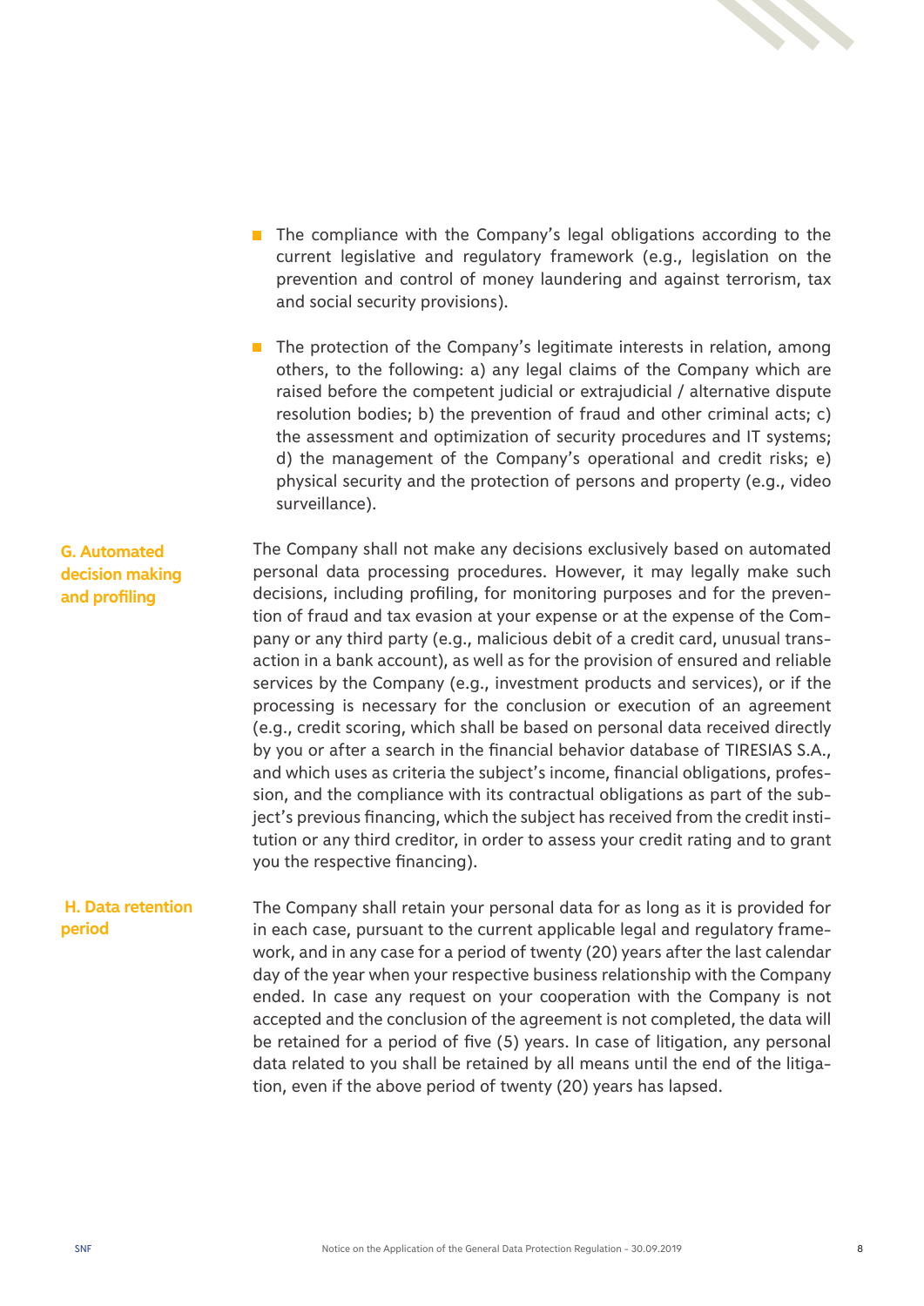- The compliance with the Company's legal obligations according to the current legislative and regulatory framework (e.g., legislation on the prevention and control of money laundering and against terrorism, tax and social security provisions).

- The protection of the Company's legitimate interests in relation, among others, to the following: a) any legal claims of the Company which are raised before the competent judicial or extrajudicial / alternative dispute resolution bodies; b) the prevention of fraud and other criminal acts; c) the assessment and optimization of security procedures and IT systems; d) the management of the Company's operational and credit risks; e) physical security and the protection of persons and property (e.g., video surveillance).

## G. Automated decision making and profiling

The Company shall not make any decisions exclusively based on automated personal data processing procedures. However, it may legally make such decisions, including profiling, for monitoring purposes and for the prevention of fraud and tax evasion at your expense or at the expense of the Company or any third party (e.g., malicious debit of a credit card, unusual transaction in a bank account), as well as for the provision of ensured and reliable services by the Company (e.g., investment products and services), or if the processing is necessary for the conclusion or execution of an agreement (e.g., credit scoring, which shall be based on personal data received directly by you or after a search in the financial behavior database of TIRESIAS S.A., and which uses as criteria the subject's income, financial obligations, profession, and the compliance with its contractual obligations as part of the subject's previous financing, which the subject has received from the credit institution or any third creditor, in order to assess your credit rating and to grant you the respective financing).

## H. Data retention period

The Company shall retain your personal data for as long as it is provided for in each case, pursuant to the current applicable legal and regulatory framework, and in any case for a period of twenty (20) years after the last calendar day of the year when your respective business relationship with the Company ended. In case any request on your cooperation with the Company is not accepted and the conclusion of the agreement is not completed, the data will be retained for a period of five (5) years. In case of litigation, any personal data related to you shall be retained by all means until the end of the litigation, even if the above period of twenty (20) years has lapsed.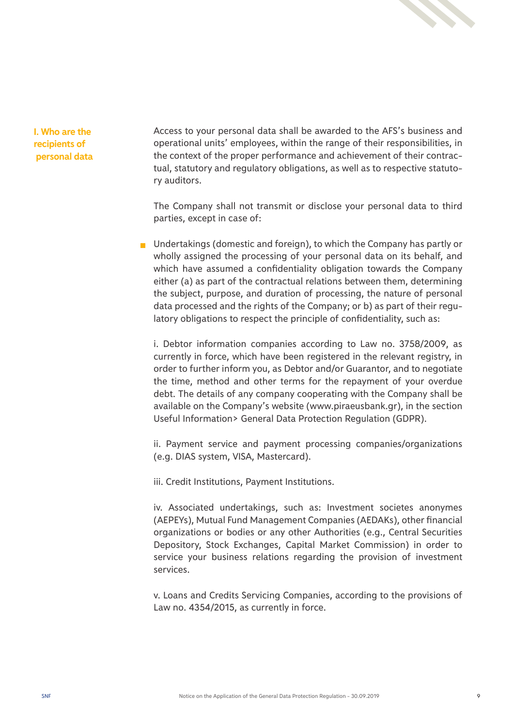## I. Who are the recipients of personal data

Access to your personal data shall be awarded to the AFS's business and operational units' employees, within the range of their responsibilities, in the context of the proper performance and achievement of their contractual, statutory and regulatory obligations, as well as to respective statutory auditors.

The Company shall not transmit or disclose your personal data to third parties, except in case of:

- Undertakings (domestic and foreign), to which the Company has partly or wholly assigned the processing of your personal data on its behalf, and which have assumed a confidentiality obligation towards the Company either (a) as part of the contractual relations between them, determining the subject, purpose, and duration of processing, the nature of personal data processed and the rights of the Company; or b) as part of their regulatory obligations to respect the principle of confidentiality, such as:

  i. Debtor information companies according to Law no. 3758/2009, as currently in force, which have been registered in the relevant registry, in order to further inform you, as Debtor and/or Guarantor, and to negotiate the time, method and other terms for the repayment of your overdue debt. The details of any company cooperating with the Company shall be available on the Company's website (www.piraeusbank.gr), in the section Useful Information> General Data Protection Regulation (GDPR).

  ii. Payment service and payment processing companies/organizations (e.g. DIAS system, VISA, Mastercard).

  iii. Credit Institutions, Payment Institutions.

  iv. Associated undertakings, such as: Investment societes anonymes (AEPEYs), Mutual Fund Management Companies (AEDAKs), other financial organizations or bodies or any other Authorities (e.g., Central Securities Depository, Stock Exchanges, Capital Market Commission) in order to service your business relations regarding the provision of investment services.

  v. Loans and Credits Servicing Companies, according to the provisions of Law no. 4354/2015, as currently in force.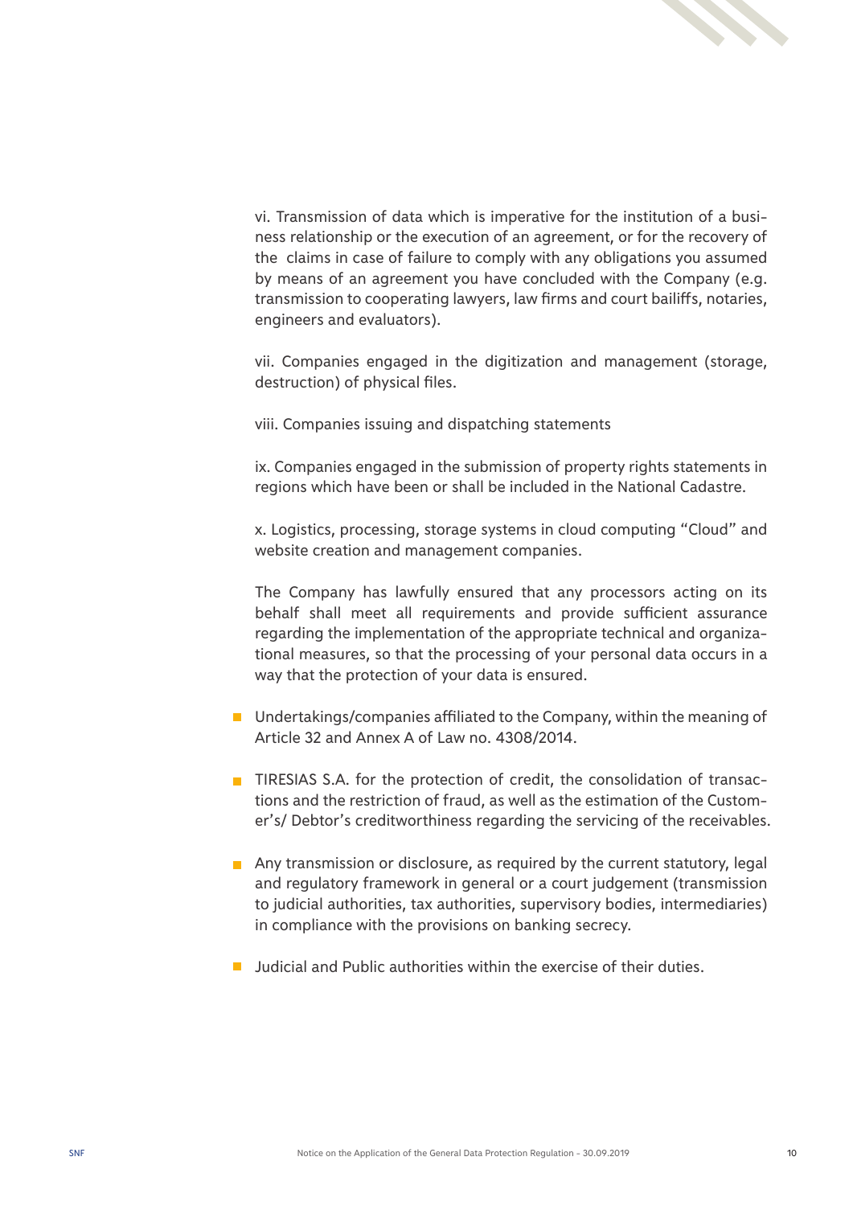vi. Transmission of data which is imperative for the institution of a business relationship or the execution of an agreement, or for the recovery of the claims in case of failure to comply with any obligations you assumed by means of an agreement you have concluded with the Company (e.g. transmission to cooperating lawyers, law firms and court bailiffs, notaries, engineers and evaluators).

vii. Companies engaged in the digitization and management (storage, destruction) of physical files.

viii. Companies issuing and dispatching statements

ix. Companies engaged in the submission of property rights statements in regions which have been or shall be included in the National Cadastre.

x. Logistics, processing, storage systems in cloud computing "Cloud" and website creation and management companies.

The Company has lawfully ensured that any processors acting on its behalf shall meet all requirements and provide sufficient assurance regarding the implementation of the appropriate technical and organizational measures, so that the processing of your personal data occurs in a way that the protection of your data is ensured.

- Undertakings/companies affiliated to the Company, within the meaning of Article 32 and Annex A of Law no. 4308/2014.
- TIRESIAS S.A. for the protection of credit, the consolidation of transactions and the restriction of fraud, as well as the estimation of the Customer's/ Debtor's creditworthiness regarding the servicing of the receivables.
- Any transmission or disclosure, as required by the current statutory, legal and regulatory framework in general or a court judgement (transmission to judicial authorities, tax authorities, supervisory bodies, intermediaries) in compliance with the provisions on banking secrecy.
- Judicial and Public authorities within the exercise of their duties.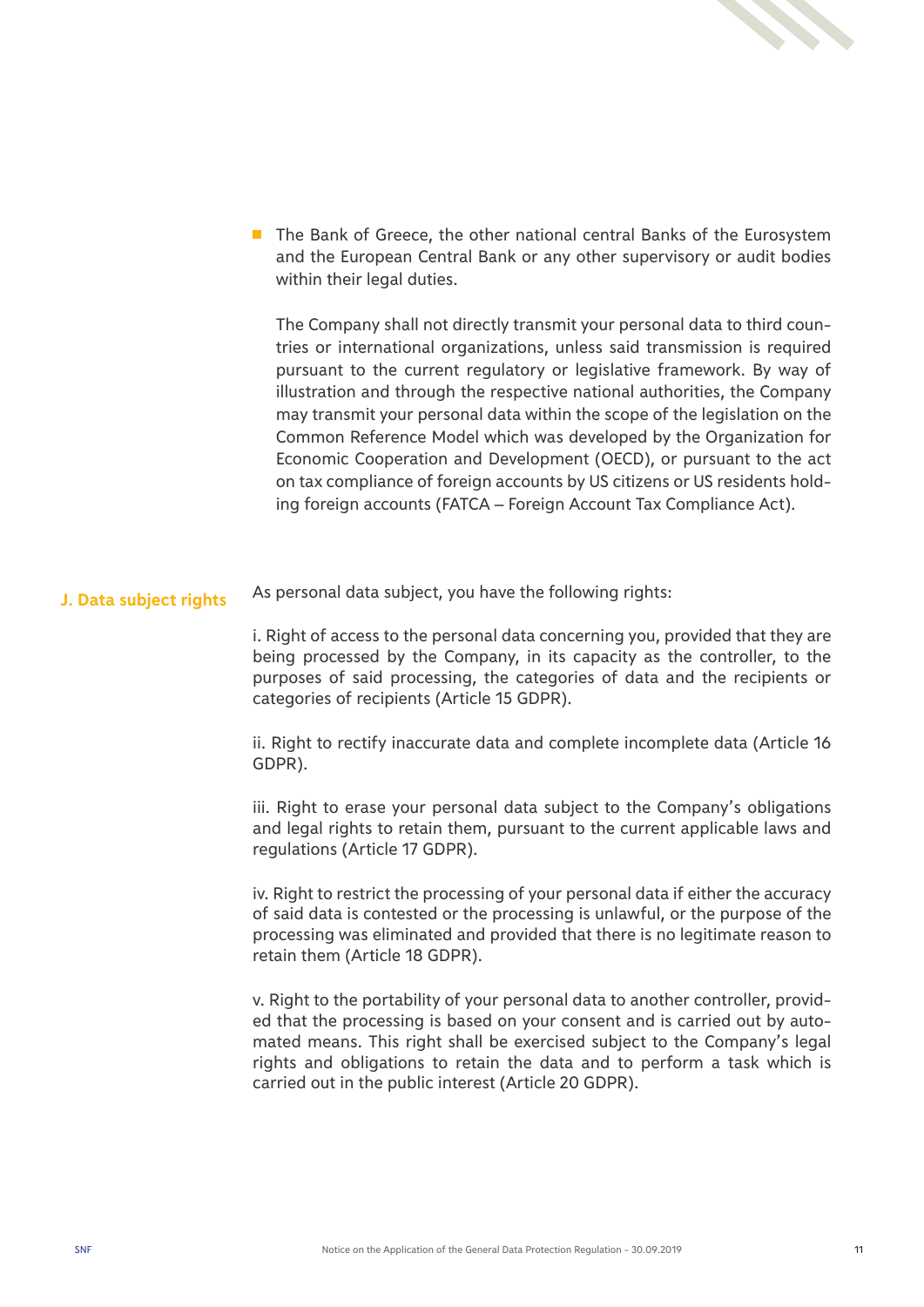- The Bank of Greece, the other national central Banks of the Eurosystem and the European Central Bank or any other supervisory or audit bodies within their legal duties.

  The Company shall not directly transmit your personal data to third countries or international organizations, unless said transmission is required pursuant to the current regulatory or legislative framework. By way of illustration and through the respective national authorities, the Company may transmit your personal data within the scope of the legislation on the Common Reference Model which was developed by the Organization for Economic Cooperation and Development (OECD), or pursuant to the act on tax compliance of foreign accounts by US citizens or US residents holding foreign accounts (FATCA – Foreign Account Tax Compliance Act).

## J. Data subject rights

As personal data subject, you have the following rights:

i. Right of access to the personal data concerning you, provided that they are being processed by the Company, in its capacity as the controller, to the purposes of said processing, the categories of data and the recipients or categories of recipients (Article 15 GDPR).

ii. Right to rectify inaccurate data and complete incomplete data (Article 16 GDPR).

iii. Right to erase your personal data subject to the Company's obligations and legal rights to retain them, pursuant to the current applicable laws and regulations (Article 17 GDPR).

iv. Right to restrict the processing of your personal data if either the accuracy of said data is contested or the processing is unlawful, or the purpose of the processing was eliminated and provided that there is no legitimate reason to retain them (Article 18 GDPR).

v. Right to the portability of your personal data to another controller, provided that the processing is based on your consent and is carried out by automated means. This right shall be exercised subject to the Company's legal rights and obligations to retain the data and to perform a task which is carried out in the public interest (Article 20 GDPR).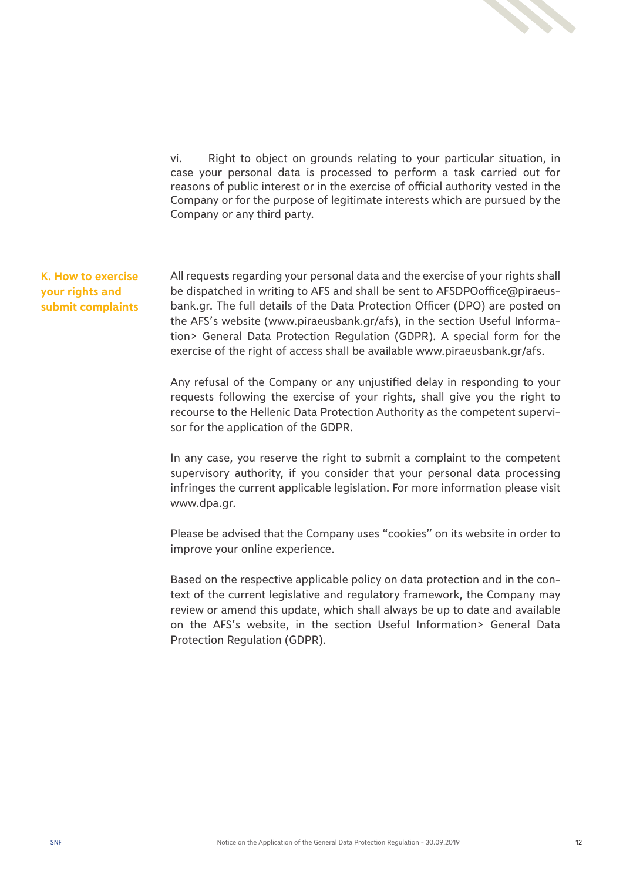vi. Right to object on grounds relating to your particular situation, in case your personal data is processed to perform a task carried out for reasons of public interest or in the exercise of official authority vested in the Company or for the purpose of legitimate interests which are pursued by the Company or any third party.

## K. How to exercise your rights and submit complaints

All requests regarding your personal data and the exercise of your rights shall be dispatched in writing to AFS and shall be sent to AFSDPOoffice@piraeusbank.gr. The full details of the Data Protection Officer (DPO) are posted on the AFS's website (www.piraeusbank.gr/afs), in the section Useful Information> General Data Protection Regulation (GDPR). A special form for the exercise of the right of access shall be available www.piraeusbank.gr/afs.

Any refusal of the Company or any unjustified delay in responding to your requests following the exercise of your rights, shall give you the right to recourse to the Hellenic Data Protection Authority as the competent supervisor for the application of the GDPR.

In any case, you reserve the right to submit a complaint to the competent supervisory authority, if you consider that your personal data processing infringes the current applicable legislation. For more information please visit www.dpa.gr.

Please be advised that the Company uses "cookies" on its website in order to improve your online experience.

Based on the respective applicable policy on data protection and in the context of the current legislative and regulatory framework, the Company may review or amend this update, which shall always be up to date and available on the AFS's website, in the section Useful Information> General Data Protection Regulation (GDPR).